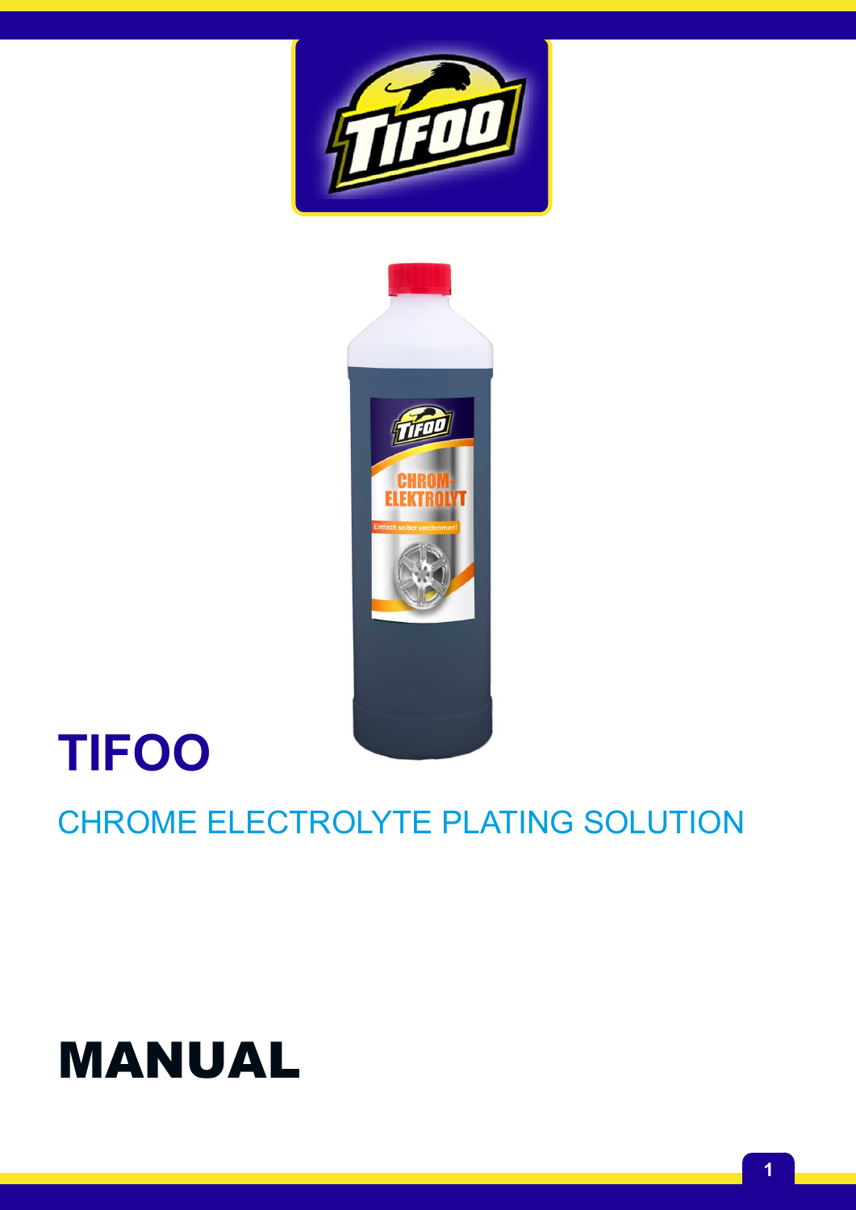# TIFOO

CHROME ELECTROLYTE PLATING SOLUTION

# MANUAL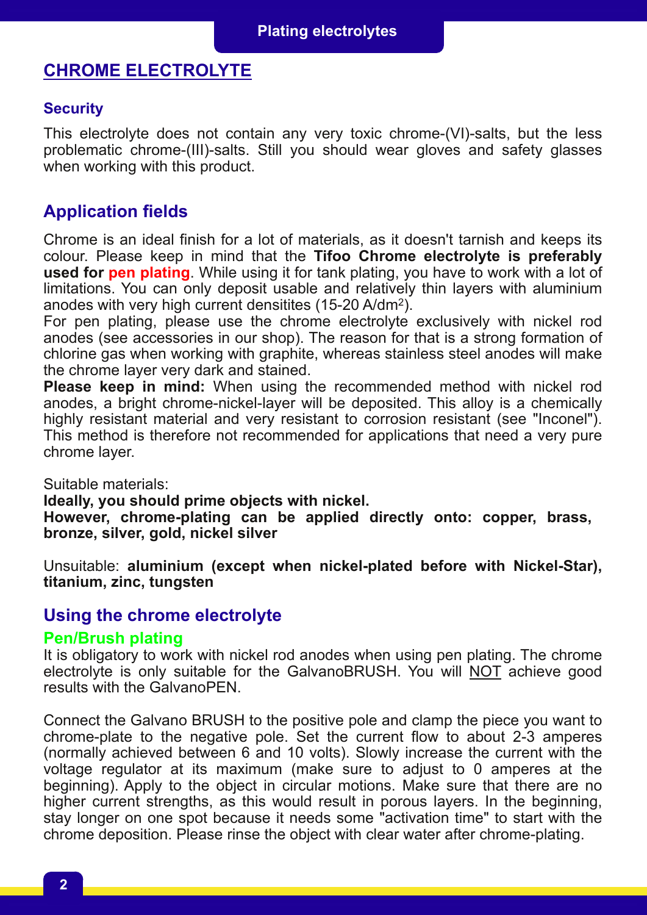## CHROME ELECTROLYTE

### Security

This electrolyte does not contain any very toxic chrome-(VI)-salts, but the less problematic chrome-(III)-salts. Still you should wear gloves and safety glasses when working with this product.

## Application fields

Chrome is an ideal finish for a lot of materials, as it doesn't tarnish and keeps its colour. Please keep in mind that the **Tifoo Chrome electrolyte is preferably used for pen plating**. While using it for tank plating, you have to work with a lot of limitations. You can only deposit usable and relatively thin layers with aluminium anodes with very high current densitites (15-20 A/dm$^2$).
For pen plating, please use the chrome electrolyte exclusively with nickel rod anodes (see accessories in our shop). The reason for that is a strong formation of chlorine gas when working with graphite, whereas stainless steel anodes will make the chrome layer very dark and stained.
**Please keep in mind:** When using the recommended method with nickel rod anodes, a bright chrome-nickel-layer will be deposited. This alloy is a chemically highly resistant material and very resistant to corrosion resistant (see "Inconel"). This method is therefore not recommended for applications that need a very pure chrome layer.

Suitable materials:
**Ideally, you should prime objects with nickel.**
**However, chrome-plating can be applied directly onto: copper, brass, bronze, silver, gold, nickel silver**

Unsuitable: **aluminium (except when nickel-plated before with Nickel-Star), titanium, zinc, tungsten**

## Using the chrome electrolyte

### Pen/Brush plating

It is obligatory to work with nickel rod anodes when using pen plating. The chrome electrolyte is only suitable for the GalvanoBRUSH. You will NOT achieve good results with the GalvanoPEN.

Connect the Galvano BRUSH to the positive pole and clamp the piece you want to chrome-plate to the negative pole. Set the current flow to about 2-3 amperes (normally achieved between 6 and 10 volts). Slowly increase the current with the voltage regulator at its maximum (make sure to adjust to 0 amperes at the beginning). Apply to the object in circular motions. Make sure that there are no higher current strengths, as this would result in porous layers. In the beginning, stay longer on one spot because it needs some "activation time" to start with the chrome deposition. Please rinse the object with clear water after chrome-plating.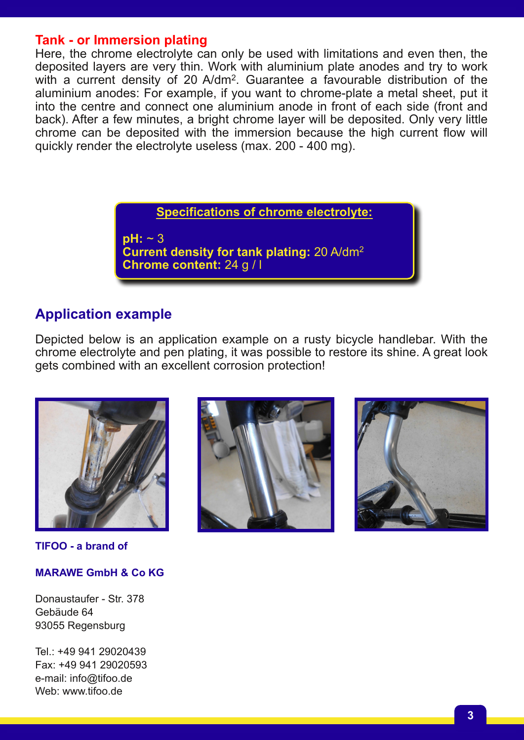## Tank - or Immersion plating

Here, the chrome electrolyte can only be used with limitations and even then, the deposited layers are very thin. Work with aluminium plate anodes and try to work with a current density of 20 A/dm$^2$. Guarantee a favourable distribution of the aluminium anodes: For example, if you want to chrome-plate a metal sheet, put it into the centre and connect one aluminium anode in front of each side (front and back). After a few minutes, a bright chrome layer will be deposited. Only very little chrome can be deposited with the immersion because the high current flow will quickly render the electrolyte useless (max. 200 - 400 mg).

**Specifications of chrome electrolyte:**

**pH:** ~ 3
**Current density for tank plating:** 20 A/dm$^2$
**Chrome content:** 24 g / l

## Application example

Depicted below is an application example on a rusty bicycle handlebar. With the chrome electrolyte and pen plating, it was possible to restore its shine. A great look gets combined with an excellent corrosion protection!

**TIFOO - a brand of**

**MARAWE GmbH & Co KG**

Donaustaufer - Str. 378
Gebäude 64
93055 Regensburg

Tel.: +49 941 29020439
Fax: +49 941 29020593
e-mail: info@tifoo.de
Web: www.tifoo.de